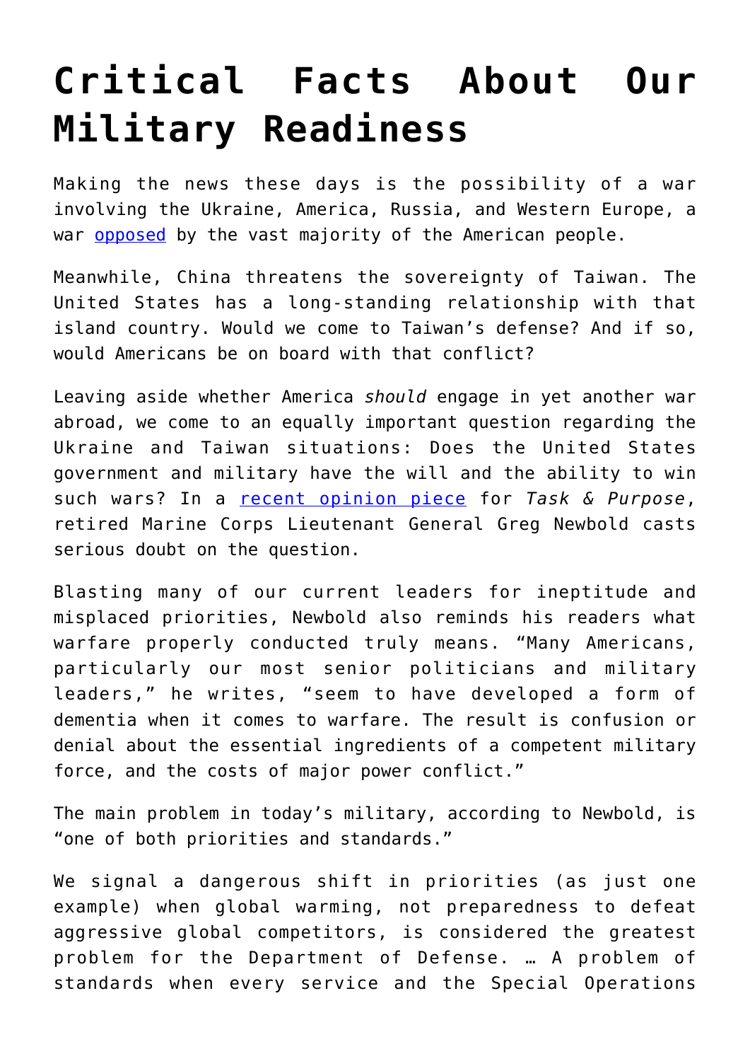# Critical Facts About Our Military Readiness

Making the news these days is the possibility of a war involving the Ukraine, America, Russia, and Western Europe, a war [opposed](#) by the vast majority of the American people.

Meanwhile, China threatens the sovereignty of Taiwan. The United States has a long-standing relationship with that island country. Would we come to Taiwan's defense? And if so, would Americans be on board with that conflict?

Leaving aside whether America *should* engage in yet another war abroad, we come to an equally important question regarding the Ukraine and Taiwan situations: Does the United States government and military have the will and the ability to win such wars? In a [recent opinion piece](#) for *Task & Purpose*, retired Marine Corps Lieutenant General Greg Newbold casts serious doubt on the question.

Blasting many of our current leaders for ineptitude and misplaced priorities, Newbold also reminds his readers what warfare properly conducted truly means. "Many Americans, particularly our most senior politicians and military leaders," he writes, "seem to have developed a form of dementia when it comes to warfare. The result is confusion or denial about the essential ingredients of a competent military force, and the costs of major power conflict."

The main problem in today's military, according to Newbold, is "one of both priorities and standards."

> We signal a dangerous shift in priorities (as just one example) when global warming, not preparedness to defeat aggressive global competitors, is considered the greatest problem for the Department of Defense. … A problem of standards when every service and the Special Operations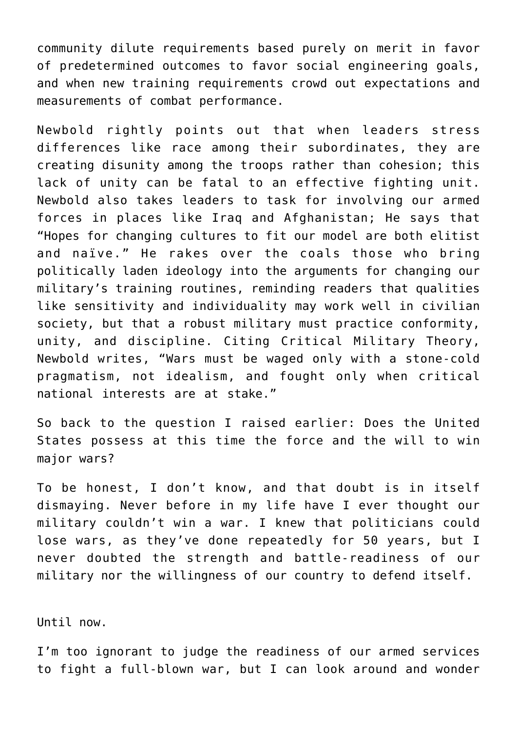community dilute requirements based purely on merit in favor of predetermined outcomes to favor social engineering goals, and when new training requirements crowd out expectations and measurements of combat performance.

Newbold rightly points out that when leaders stress differences like race among their subordinates, they are creating disunity among the troops rather than cohesion; this lack of unity can be fatal to an effective fighting unit. Newbold also takes leaders to task for involving our armed forces in places like Iraq and Afghanistan; He says that "Hopes for changing cultures to fit our model are both elitist and naïve." He rakes over the coals those who bring politically laden ideology into the arguments for changing our military's training routines, reminding readers that qualities like sensitivity and individuality may work well in civilian society, but that a robust military must practice conformity, unity, and discipline. Citing Critical Military Theory, Newbold writes, "Wars must be waged only with a stone-cold pragmatism, not idealism, and fought only when critical national interests are at stake."

So back to the question I raised earlier: Does the United States possess at this time the force and the will to win major wars?

To be honest, I don't know, and that doubt is in itself dismaying. Never before in my life have I ever thought our military couldn't win a war. I knew that politicians could lose wars, as they've done repeatedly for 50 years, but I never doubted the strength and battle-readiness of our military nor the willingness of our country to defend itself.

Until now.

I'm too ignorant to judge the readiness of our armed services to fight a full-blown war, but I can look around and wonder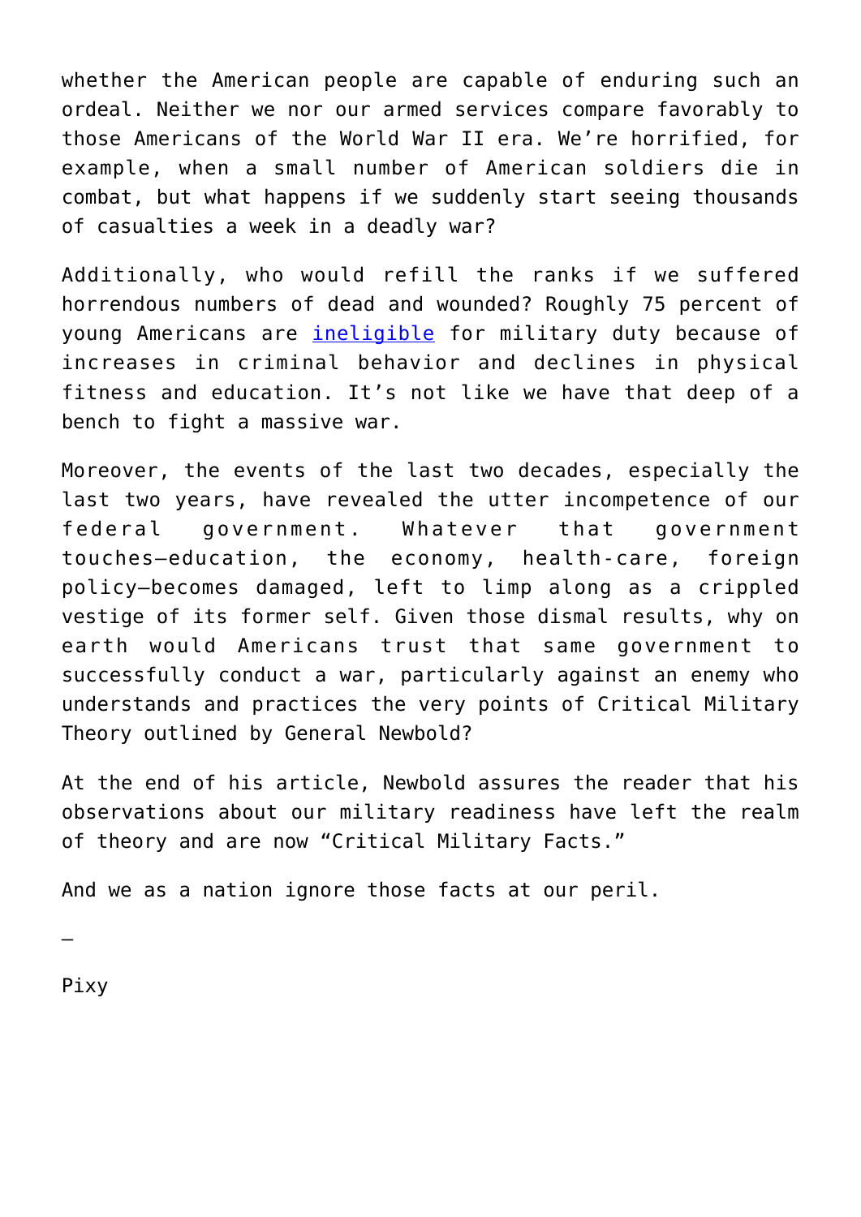whether the American people are capable of enduring such an ordeal. Neither we nor our armed services compare favorably to those Americans of the World War II era. We're horrified, for example, when a small number of American soldiers die in combat, but what happens if we suddenly start seeing thousands of casualties a week in a deadly war?

Additionally, who would refill the ranks if we suffered horrendous numbers of dead and wounded? Roughly 75 percent of young Americans are ineligible for military duty because of increases in criminal behavior and declines in physical fitness and education. It's not like we have that deep of a bench to fight a massive war.

Moreover, the events of the last two decades, especially the last two years, have revealed the utter incompetence of our federal government. Whatever that government touches—education, the economy, health-care, foreign policy—becomes damaged, left to limp along as a crippled vestige of its former self. Given those dismal results, why on earth would Americans trust that same government to successfully conduct a war, particularly against an enemy who understands and practices the very points of Critical Military Theory outlined by General Newbold?

At the end of his article, Newbold assures the reader that his observations about our military readiness have left the realm of theory and are now "Critical Military Facts."

And we as a nation ignore those facts at our peril.

—

Pixy